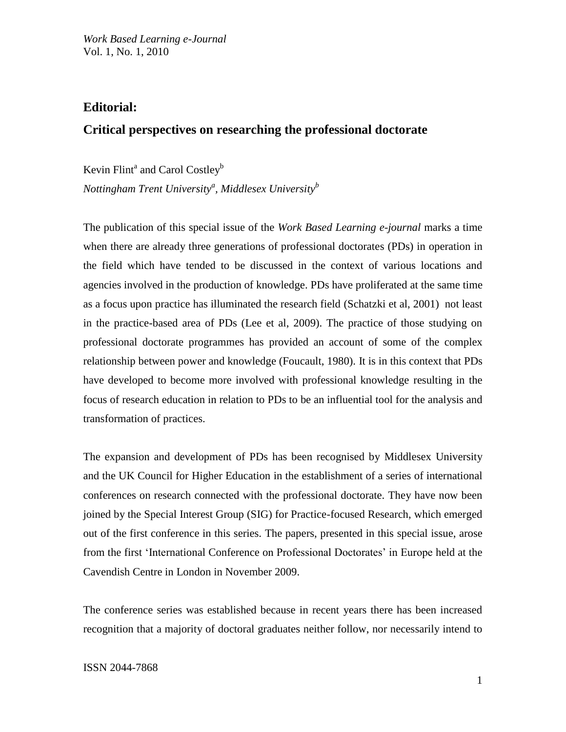# Editorial:

## Critical perspectives on researching the professional doctorate

Kevin Flint[a] and Carol Costley[b]

*Nottingham Trent University[a], Middlesex University[b]*

The publication of this special issue of the *Work Based Learning e-journal* marks a time when there are already three generations of professional doctorates (PDs) in operation in the field which have tended to be discussed in the context of various locations and agencies involved in the production of knowledge. PDs have proliferated at the same time as a focus upon practice has illuminated the research field (Schatzki et al, 2001) not least in the practice-based area of PDs (Lee et al, 2009). The practice of those studying on professional doctorate programmes has provided an account of some of the complex relationship between power and knowledge (Foucault, 1980). It is in this context that PDs have developed to become more involved with professional knowledge resulting in the focus of research education in relation to PDs to be an influential tool for the analysis and transformation of practices.

The expansion and development of PDs has been recognised by Middlesex University and the UK Council for Higher Education in the establishment of a series of international conferences on research connected with the professional doctorate. They have now been joined by the Special Interest Group (SIG) for Practice-focused Research, which emerged out of the first conference in this series. The papers, presented in this special issue, arose from the first 'International Conference on Professional Doctorates' in Europe held at the Cavendish Centre in London in November 2009.

The conference series was established because in recent years there has been increased recognition that a majority of doctoral graduates neither follow, nor necessarily intend to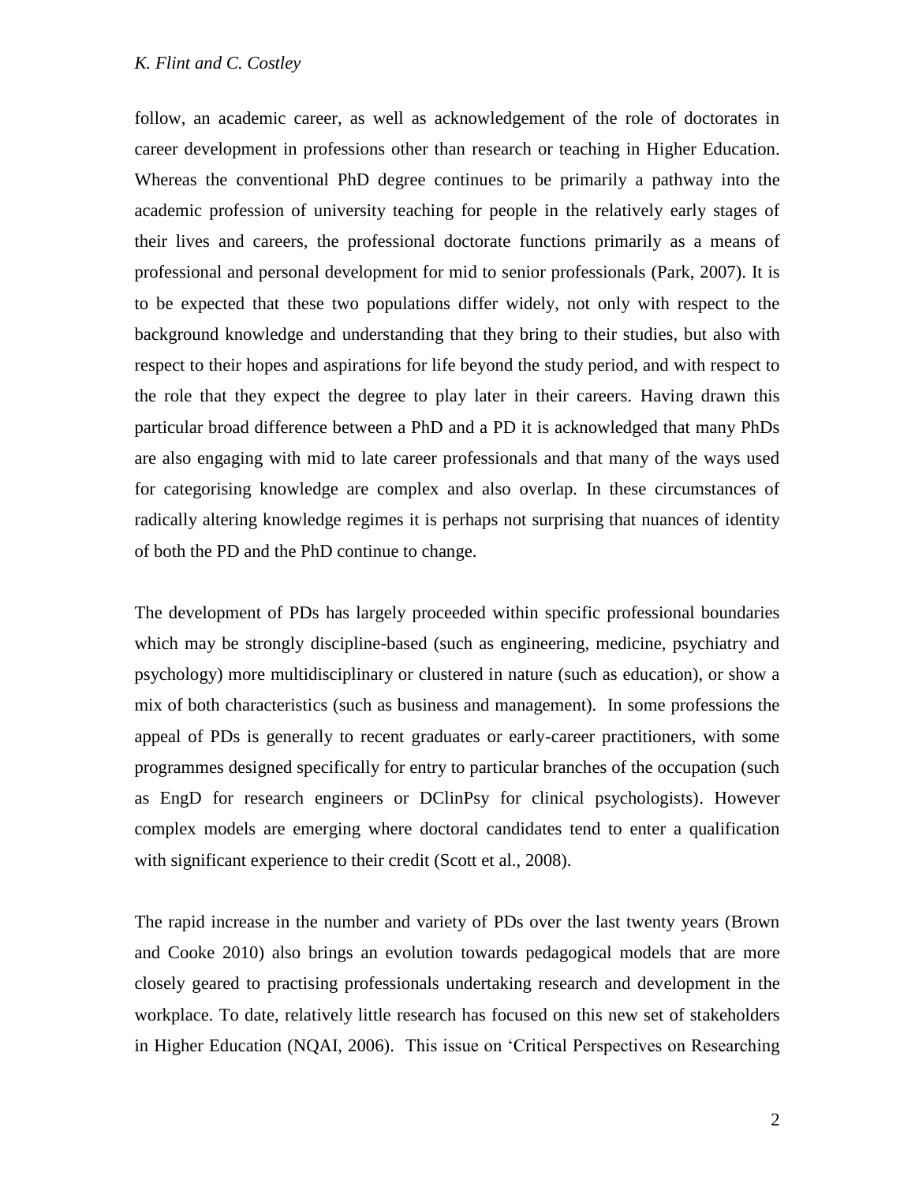follow, an academic career, as well as acknowledgement of the role of doctorates in career development in professions other than research or teaching in Higher Education. Whereas the conventional PhD degree continues to be primarily a pathway into the academic profession of university teaching for people in the relatively early stages of their lives and careers, the professional doctorate functions primarily as a means of professional and personal development for mid to senior professionals (Park, 2007). It is to be expected that these two populations differ widely, not only with respect to the background knowledge and understanding that they bring to their studies, but also with respect to their hopes and aspirations for life beyond the study period, and with respect to the role that they expect the degree to play later in their careers. Having drawn this particular broad difference between a PhD and a PD it is acknowledged that many PhDs are also engaging with mid to late career professionals and that many of the ways used for categorising knowledge are complex and also overlap. In these circumstances of radically altering knowledge regimes it is perhaps not surprising that nuances of identity of both the PD and the PhD continue to change.

The development of PDs has largely proceeded within specific professional boundaries which may be strongly discipline-based (such as engineering, medicine, psychiatry and psychology) more multidisciplinary or clustered in nature (such as education), or show a mix of both characteristics (such as business and management). In some professions the appeal of PDs is generally to recent graduates or early-career practitioners, with some programmes designed specifically for entry to particular branches of the occupation (such as EngD for research engineers or DClinPsy for clinical psychologists). However complex models are emerging where doctoral candidates tend to enter a qualification with significant experience to their credit (Scott et al., 2008).

The rapid increase in the number and variety of PDs over the last twenty years (Brown and Cooke 2010) also brings an evolution towards pedagogical models that are more closely geared to practising professionals undertaking research and development in the workplace. To date, relatively little research has focused on this new set of stakeholders in Higher Education (NQAI, 2006). This issue on 'Critical Perspectives on Researching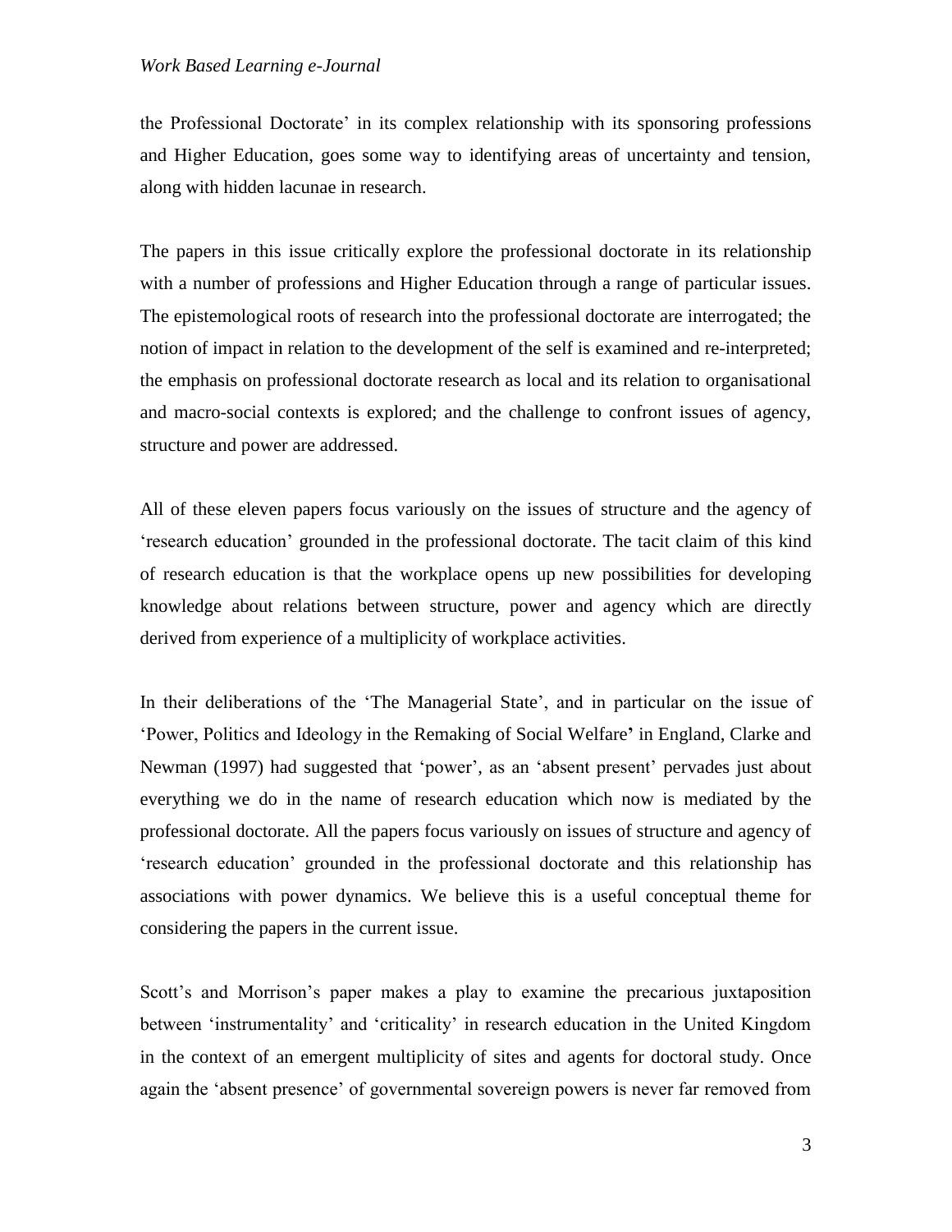the Professional Doctorate' in its complex relationship with its sponsoring professions and Higher Education, goes some way to identifying areas of uncertainty and tension, along with hidden lacunae in research.

The papers in this issue critically explore the professional doctorate in its relationship with a number of professions and Higher Education through a range of particular issues. The epistemological roots of research into the professional doctorate are interrogated; the notion of impact in relation to the development of the self is examined and re-interpreted; the emphasis on professional doctorate research as local and its relation to organisational and macro-social contexts is explored; and the challenge to confront issues of agency, structure and power are addressed.

All of these eleven papers focus variously on the issues of structure and the agency of 'research education' grounded in the professional doctorate. The tacit claim of this kind of research education is that the workplace opens up new possibilities for developing knowledge about relations between structure, power and agency which are directly derived from experience of a multiplicity of workplace activities.

In their deliberations of the 'The Managerial State', and in particular on the issue of 'Power, Politics and Ideology in the Remaking of Social Welfare**'** in England, Clarke and Newman (1997) had suggested that 'power', as an 'absent present' pervades just about everything we do in the name of research education which now is mediated by the professional doctorate. All the papers focus variously on issues of structure and agency of 'research education' grounded in the professional doctorate and this relationship has associations with power dynamics. We believe this is a useful conceptual theme for considering the papers in the current issue.

Scott's and Morrison's paper makes a play to examine the precarious juxtaposition between 'instrumentality' and 'criticality' in research education in the United Kingdom in the context of an emergent multiplicity of sites and agents for doctoral study. Once again the 'absent presence' of governmental sovereign powers is never far removed from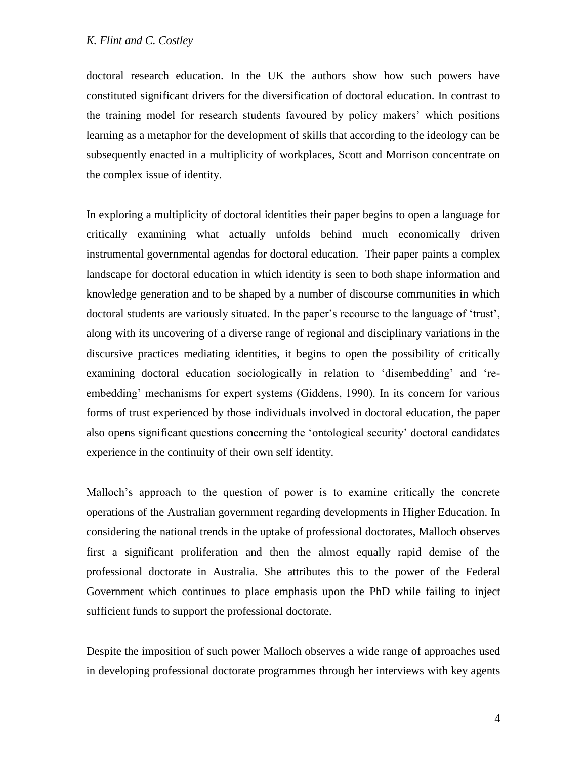doctoral research education. In the UK the authors show how such powers have constituted significant drivers for the diversification of doctoral education. In contrast to the training model for research students favoured by policy makers' which positions learning as a metaphor for the development of skills that according to the ideology can be subsequently enacted in a multiplicity of workplaces, Scott and Morrison concentrate on the complex issue of identity.

In exploring a multiplicity of doctoral identities their paper begins to open a language for critically examining what actually unfolds behind much economically driven instrumental governmental agendas for doctoral education. Their paper paints a complex landscape for doctoral education in which identity is seen to both shape information and knowledge generation and to be shaped by a number of discourse communities in which doctoral students are variously situated. In the paper's recourse to the language of 'trust', along with its uncovering of a diverse range of regional and disciplinary variations in the discursive practices mediating identities, it begins to open the possibility of critically examining doctoral education sociologically in relation to 'disembedding' and 're-embedding' mechanisms for expert systems (Giddens, 1990). In its concern for various forms of trust experienced by those individuals involved in doctoral education, the paper also opens significant questions concerning the 'ontological security' doctoral candidates experience in the continuity of their own self identity.

Malloch's approach to the question of power is to examine critically the concrete operations of the Australian government regarding developments in Higher Education. In considering the national trends in the uptake of professional doctorates, Malloch observes first a significant proliferation and then the almost equally rapid demise of the professional doctorate in Australia. She attributes this to the power of the Federal Government which continues to place emphasis upon the PhD while failing to inject sufficient funds to support the professional doctorate.

Despite the imposition of such power Malloch observes a wide range of approaches used in developing professional doctorate programmes through her interviews with key agents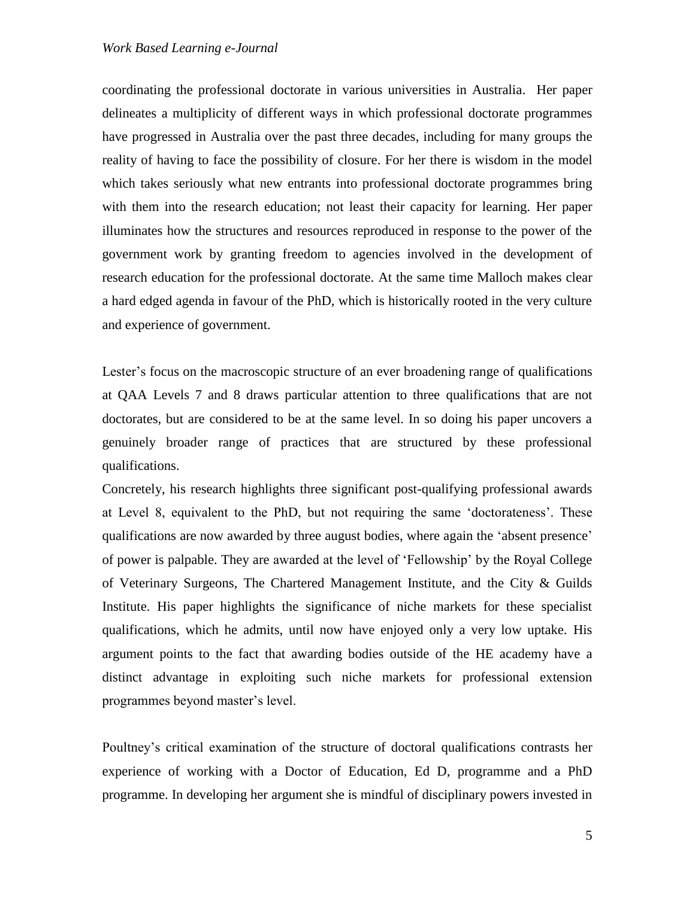coordinating the professional doctorate in various universities in Australia. Her paper delineates a multiplicity of different ways in which professional doctorate programmes have progressed in Australia over the past three decades, including for many groups the reality of having to face the possibility of closure. For her there is wisdom in the model which takes seriously what new entrants into professional doctorate programmes bring with them into the research education; not least their capacity for learning. Her paper illuminates how the structures and resources reproduced in response to the power of the government work by granting freedom to agencies involved in the development of research education for the professional doctorate. At the same time Malloch makes clear a hard edged agenda in favour of the PhD, which is historically rooted in the very culture and experience of government.

Lester's focus on the macroscopic structure of an ever broadening range of qualifications at QAA Levels 7 and 8 draws particular attention to three qualifications that are not doctorates, but are considered to be at the same level. In so doing his paper uncovers a genuinely broader range of practices that are structured by these professional qualifications.

Concretely, his research highlights three significant post-qualifying professional awards at Level 8, equivalent to the PhD, but not requiring the same 'doctorateness'. These qualifications are now awarded by three august bodies, where again the 'absent presence' of power is palpable. They are awarded at the level of 'Fellowship' by the Royal College of Veterinary Surgeons, The Chartered Management Institute, and the City & Guilds Institute. His paper highlights the significance of niche markets for these specialist qualifications, which he admits, until now have enjoyed only a very low uptake. His argument points to the fact that awarding bodies outside of the HE academy have a distinct advantage in exploiting such niche markets for professional extension programmes beyond master's level.

Poultney's critical examination of the structure of doctoral qualifications contrasts her experience of working with a Doctor of Education, Ed D, programme and a PhD programme. In developing her argument she is mindful of disciplinary powers invested in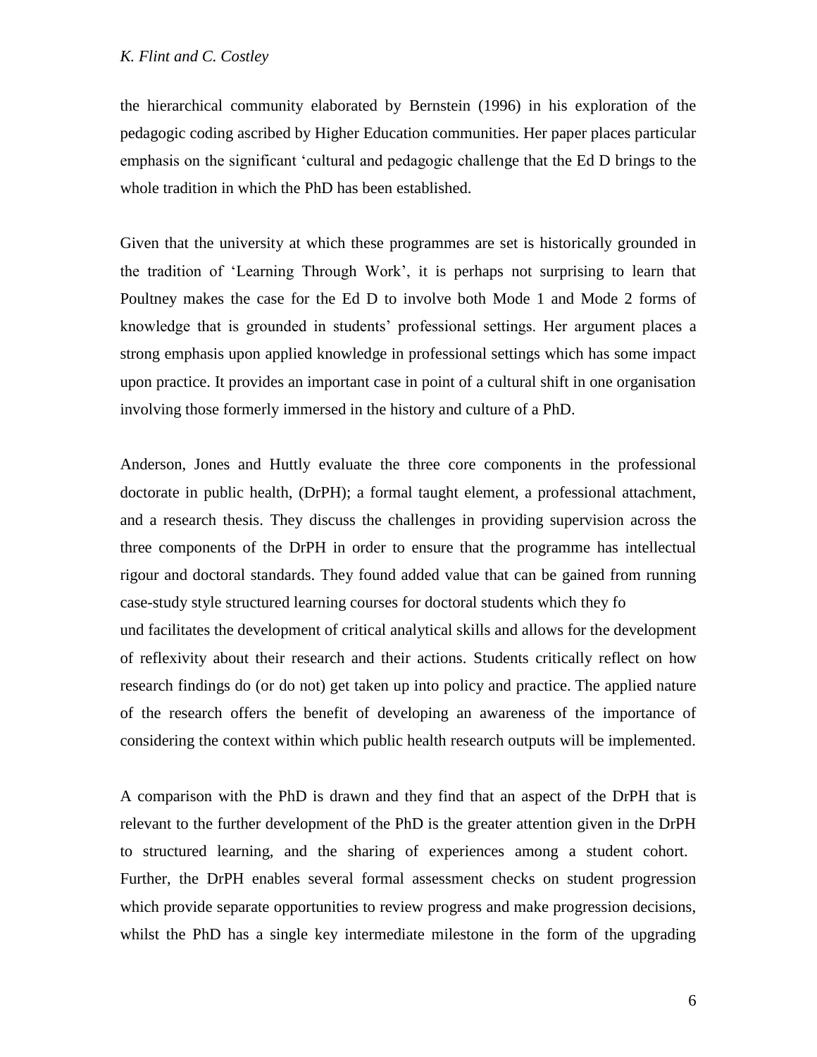the hierarchical community elaborated by Bernstein (1996) in his exploration of the pedagogic coding ascribed by Higher Education communities. Her paper places particular emphasis on the significant 'cultural and pedagogic challenge that the Ed D brings to the whole tradition in which the PhD has been established.

Given that the university at which these programmes are set is historically grounded in the tradition of 'Learning Through Work', it is perhaps not surprising to learn that Poultney makes the case for the Ed D to involve both Mode 1 and Mode 2 forms of knowledge that is grounded in students' professional settings. Her argument places a strong emphasis upon applied knowledge in professional settings which has some impact upon practice. It provides an important case in point of a cultural shift in one organisation involving those formerly immersed in the history and culture of a PhD.

Anderson, Jones and Huttly evaluate the three core components in the professional doctorate in public health, (DrPH); a formal taught element, a professional attachment, and a research thesis. They discuss the challenges in providing supervision across the three components of the DrPH in order to ensure that the programme has intellectual rigour and doctoral standards. They found added value that can be gained from running case-study style structured learning courses for doctoral students which they fo
und facilitates the development of critical analytical skills and allows for the development of reflexivity about their research and their actions. Students critically reflect on how research findings do (or do not) get taken up into policy and practice. The applied nature of the research offers the benefit of developing an awareness of the importance of considering the context within which public health research outputs will be implemented.

A comparison with the PhD is drawn and they find that an aspect of the DrPH that is relevant to the further development of the PhD is the greater attention given in the DrPH to structured learning, and the sharing of experiences among a student cohort. Further, the DrPH enables several formal assessment checks on student progression which provide separate opportunities to review progress and make progression decisions, whilst the PhD has a single key intermediate milestone in the form of the upgrading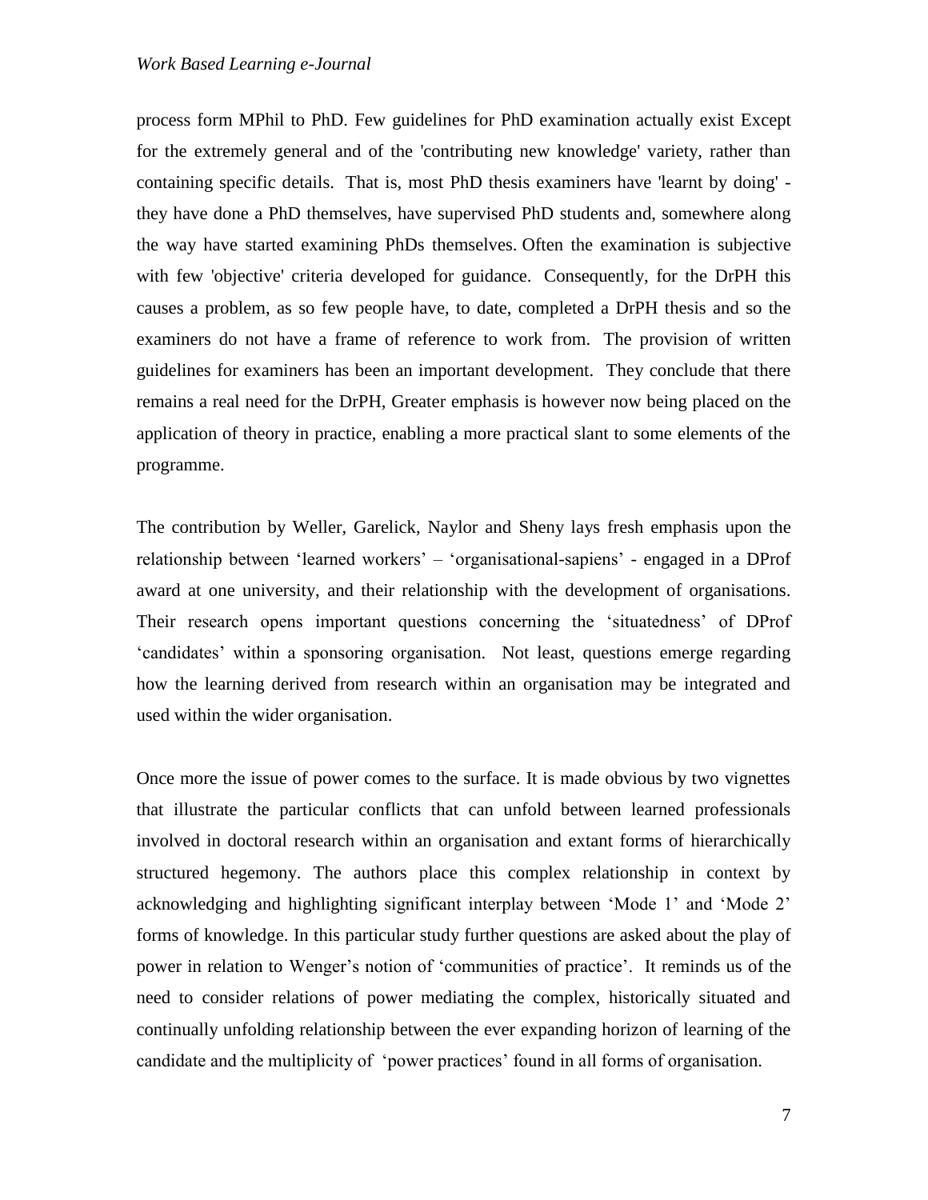process form MPhil to PhD. Few guidelines for PhD examination actually exist Except for the extremely general and of the 'contributing new knowledge' variety, rather than containing specific details. That is, most PhD thesis examiners have 'learnt by doing' - they have done a PhD themselves, have supervised PhD students and, somewhere along the way have started examining PhDs themselves. Often the examination is subjective with few 'objective' criteria developed for guidance. Consequently, for the DrPH this causes a problem, as so few people have, to date, completed a DrPH thesis and so the examiners do not have a frame of reference to work from. The provision of written guidelines for examiners has been an important development. They conclude that there remains a real need for the DrPH, Greater emphasis is however now being placed on the application of theory in practice, enabling a more practical slant to some elements of the programme.

The contribution by Weller, Garelick, Naylor and Sheny lays fresh emphasis upon the relationship between 'learned workers' – 'organisational-sapiens' - engaged in a DProf award at one university, and their relationship with the development of organisations. Their research opens important questions concerning the 'situatedness' of DProf 'candidates' within a sponsoring organisation. Not least, questions emerge regarding how the learning derived from research within an organisation may be integrated and used within the wider organisation.

Once more the issue of power comes to the surface. It is made obvious by two vignettes that illustrate the particular conflicts that can unfold between learned professionals involved in doctoral research within an organisation and extant forms of hierarchically structured hegemony. The authors place this complex relationship in context by acknowledging and highlighting significant interplay between 'Mode 1' and 'Mode 2' forms of knowledge. In this particular study further questions are asked about the play of power in relation to Wenger's notion of 'communities of practice'. It reminds us of the need to consider relations of power mediating the complex, historically situated and continually unfolding relationship between the ever expanding horizon of learning of the candidate and the multiplicity of 'power practices' found in all forms of organisation.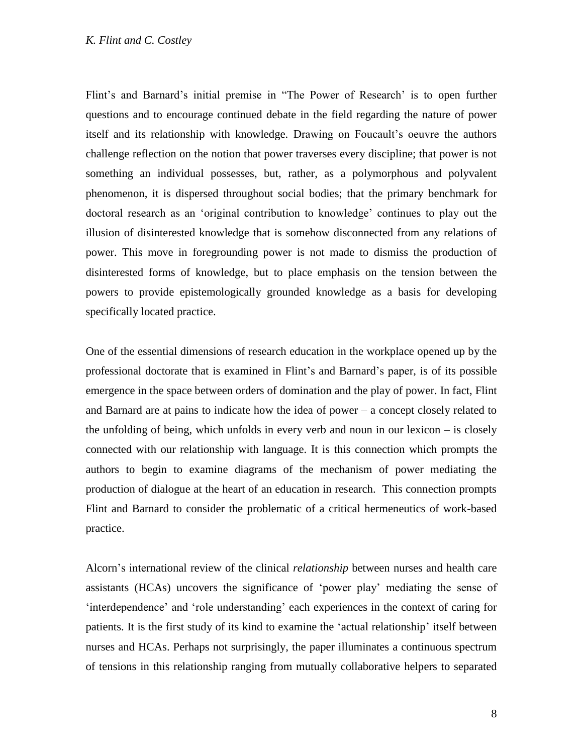Flint's and Barnard's initial premise in "The Power of Research' is to open further questions and to encourage continued debate in the field regarding the nature of power itself and its relationship with knowledge. Drawing on Foucault's oeuvre the authors challenge reflection on the notion that power traverses every discipline; that power is not something an individual possesses, but, rather, as a polymorphous and polyvalent phenomenon, it is dispersed throughout social bodies; that the primary benchmark for doctoral research as an 'original contribution to knowledge' continues to play out the illusion of disinterested knowledge that is somehow disconnected from any relations of power. This move in foregrounding power is not made to dismiss the production of disinterested forms of knowledge, but to place emphasis on the tension between the powers to provide epistemologically grounded knowledge as a basis for developing specifically located practice.

One of the essential dimensions of research education in the workplace opened up by the professional doctorate that is examined in Flint's and Barnard's paper, is of its possible emergence in the space between orders of domination and the play of power. In fact, Flint and Barnard are at pains to indicate how the idea of power – a concept closely related to the unfolding of being, which unfolds in every verb and noun in our lexicon – is closely connected with our relationship with language. It is this connection which prompts the authors to begin to examine diagrams of the mechanism of power mediating the production of dialogue at the heart of an education in research. This connection prompts Flint and Barnard to consider the problematic of a critical hermeneutics of work-based practice.

Alcorn's international review of the clinical *relationship* between nurses and health care assistants (HCAs) uncovers the significance of 'power play' mediating the sense of 'interdependence' and 'role understanding' each experiences in the context of caring for patients. It is the first study of its kind to examine the 'actual relationship' itself between nurses and HCAs. Perhaps not surprisingly, the paper illuminates a continuous spectrum of tensions in this relationship ranging from mutually collaborative helpers to separated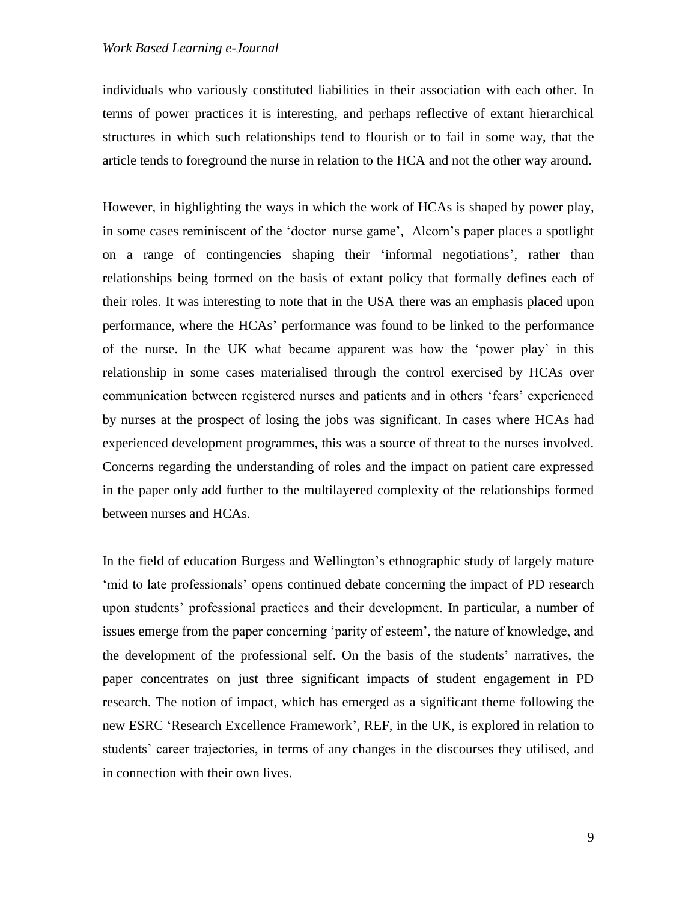individuals who variously constituted liabilities in their association with each other. In terms of power practices it is interesting, and perhaps reflective of extant hierarchical structures in which such relationships tend to flourish or to fail in some way, that the article tends to foreground the nurse in relation to the HCA and not the other way around.

However, in highlighting the ways in which the work of HCAs is shaped by power play, in some cases reminiscent of the 'doctor–nurse game', Alcorn's paper places a spotlight on a range of contingencies shaping their 'informal negotiations', rather than relationships being formed on the basis of extant policy that formally defines each of their roles. It was interesting to note that in the USA there was an emphasis placed upon performance, where the HCAs' performance was found to be linked to the performance of the nurse. In the UK what became apparent was how the 'power play' in this relationship in some cases materialised through the control exercised by HCAs over communication between registered nurses and patients and in others 'fears' experienced by nurses at the prospect of losing the jobs was significant. In cases where HCAs had experienced development programmes, this was a source of threat to the nurses involved. Concerns regarding the understanding of roles and the impact on patient care expressed in the paper only add further to the multilayered complexity of the relationships formed between nurses and HCAs.

In the field of education Burgess and Wellington's ethnographic study of largely mature 'mid to late professionals' opens continued debate concerning the impact of PD research upon students' professional practices and their development. In particular, a number of issues emerge from the paper concerning 'parity of esteem', the nature of knowledge, and the development of the professional self. On the basis of the students' narratives, the paper concentrates on just three significant impacts of student engagement in PD research. The notion of impact, which has emerged as a significant theme following the new ESRC 'Research Excellence Framework', REF, in the UK, is explored in relation to students' career trajectories, in terms of any changes in the discourses they utilised, and in connection with their own lives.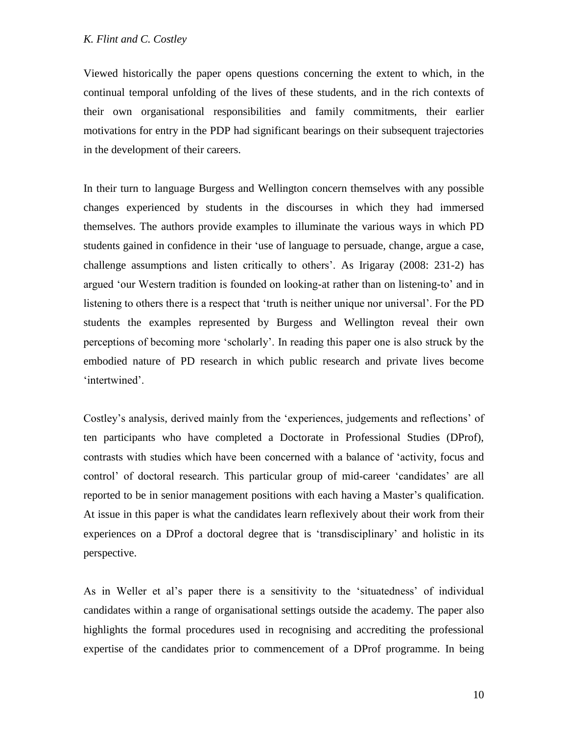Viewed historically the paper opens questions concerning the extent to which, in the continual temporal unfolding of the lives of these students, and in the rich contexts of their own organisational responsibilities and family commitments, their earlier motivations for entry in the PDP had significant bearings on their subsequent trajectories in the development of their careers.

In their turn to language Burgess and Wellington concern themselves with any possible changes experienced by students in the discourses in which they had immersed themselves. The authors provide examples to illuminate the various ways in which PD students gained in confidence in their 'use of language to persuade, change, argue a case, challenge assumptions and listen critically to others'. As Irigaray (2008: 231-2) has argued 'our Western tradition is founded on looking-at rather than on listening-to' and in listening to others there is a respect that 'truth is neither unique nor universal'. For the PD students the examples represented by Burgess and Wellington reveal their own perceptions of becoming more 'scholarly'. In reading this paper one is also struck by the embodied nature of PD research in which public research and private lives become 'intertwined'.

Costley's analysis, derived mainly from the 'experiences, judgements and reflections' of ten participants who have completed a Doctorate in Professional Studies (DProf), contrasts with studies which have been concerned with a balance of 'activity, focus and control' of doctoral research. This particular group of mid-career 'candidates' are all reported to be in senior management positions with each having a Master's qualification. At issue in this paper is what the candidates learn reflexively about their work from their experiences on a DProf a doctoral degree that is 'transdisciplinary' and holistic in its perspective.

As in Weller et al's paper there is a sensitivity to the 'situatedness' of individual candidates within a range of organisational settings outside the academy. The paper also highlights the formal procedures used in recognising and accrediting the professional expertise of the candidates prior to commencement of a DProf programme. In being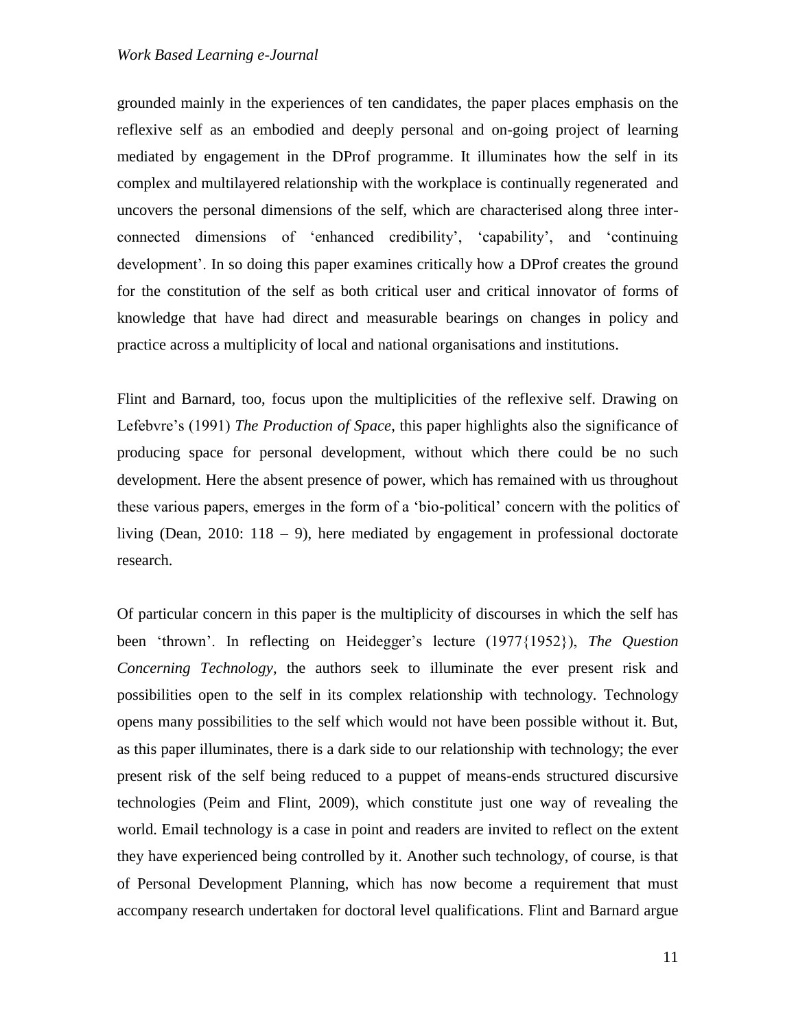grounded mainly in the experiences of ten candidates, the paper places emphasis on the reflexive self as an embodied and deeply personal and on-going project of learning mediated by engagement in the DProf programme. It illuminates how the self in its complex and multilayered relationship with the workplace is continually regenerated and uncovers the personal dimensions of the self, which are characterised along three inter-connected dimensions of 'enhanced credibility', 'capability', and 'continuing development'. In so doing this paper examines critically how a DProf creates the ground for the constitution of the self as both critical user and critical innovator of forms of knowledge that have had direct and measurable bearings on changes in policy and practice across a multiplicity of local and national organisations and institutions.

Flint and Barnard, too, focus upon the multiplicities of the reflexive self. Drawing on Lefebvre's (1991) *The Production of Space*, this paper highlights also the significance of producing space for personal development, without which there could be no such development. Here the absent presence of power, which has remained with us throughout these various papers, emerges in the form of a 'bio-political' concern with the politics of living (Dean, 2010: 118 – 9), here mediated by engagement in professional doctorate research.

Of particular concern in this paper is the multiplicity of discourses in which the self has been 'thrown'. In reflecting on Heidegger's lecture (1977{1952}), *The Question Concerning Technology*, the authors seek to illuminate the ever present risk and possibilities open to the self in its complex relationship with technology. Technology opens many possibilities to the self which would not have been possible without it. But, as this paper illuminates, there is a dark side to our relationship with technology; the ever present risk of the self being reduced to a puppet of means-ends structured discursive technologies (Peim and Flint, 2009), which constitute just one way of revealing the world. Email technology is a case in point and readers are invited to reflect on the extent they have experienced being controlled by it. Another such technology, of course, is that of Personal Development Planning, which has now become a requirement that must accompany research undertaken for doctoral level qualifications. Flint and Barnard argue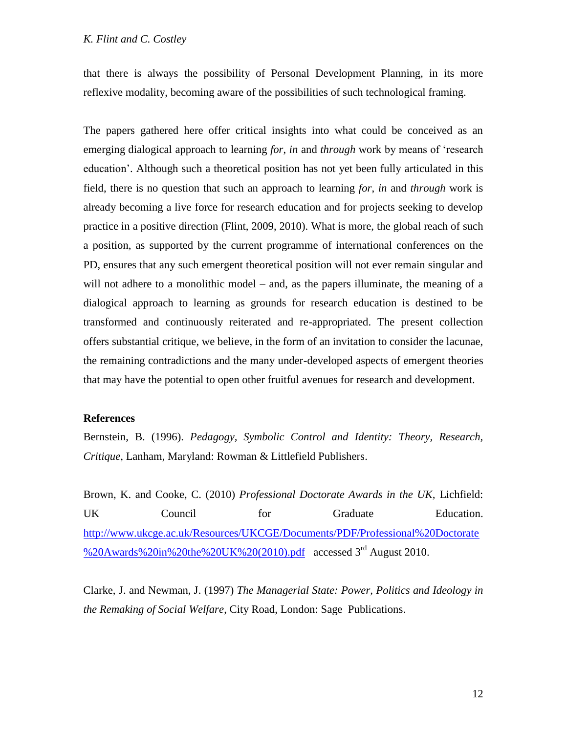that there is always the possibility of Personal Development Planning, in its more reflexive modality, becoming aware of the possibilities of such technological framing.

The papers gathered here offer critical insights into what could be conceived as an emerging dialogical approach to learning *for*, *in* and *through* work by means of 'research education'. Although such a theoretical position has not yet been fully articulated in this field, there is no question that such an approach to learning *for*, *in* and *through* work is already becoming a live force for research education and for projects seeking to develop practice in a positive direction (Flint, 2009, 2010). What is more, the global reach of such a position, as supported by the current programme of international conferences on the PD, ensures that any such emergent theoretical position will not ever remain singular and will not adhere to a monolithic model – and, as the papers illuminate, the meaning of a dialogical approach to learning as grounds for research education is destined to be transformed and continuously reiterated and re-appropriated. The present collection offers substantial critique, we believe, in the form of an invitation to consider the lacunae, the remaining contradictions and the many under-developed aspects of emergent theories that may have the potential to open other fruitful avenues for research and development.

**References**

Bernstein, B. (1996). *Pedagogy, Symbolic Control and Identity: Theory, Research, Critique*, Lanham, Maryland: Rowman & Littlefield Publishers.

Brown, K. and Cooke, C. (2010) *Professional Doctorate Awards in the UK*, Lichfield: UK Council for Graduate Education. http://www.ukcge.ac.uk/Resources/UKCGE/Documents/PDF/Professional%20Doctorate%20Awards%20in%20the%20UK%20(2010).pdf accessed 3rd August 2010.

Clarke, J. and Newman, J. (1997) *The Managerial State: Power, Politics and Ideology in the Remaking of Social Welfare*, City Road, London: Sage Publications.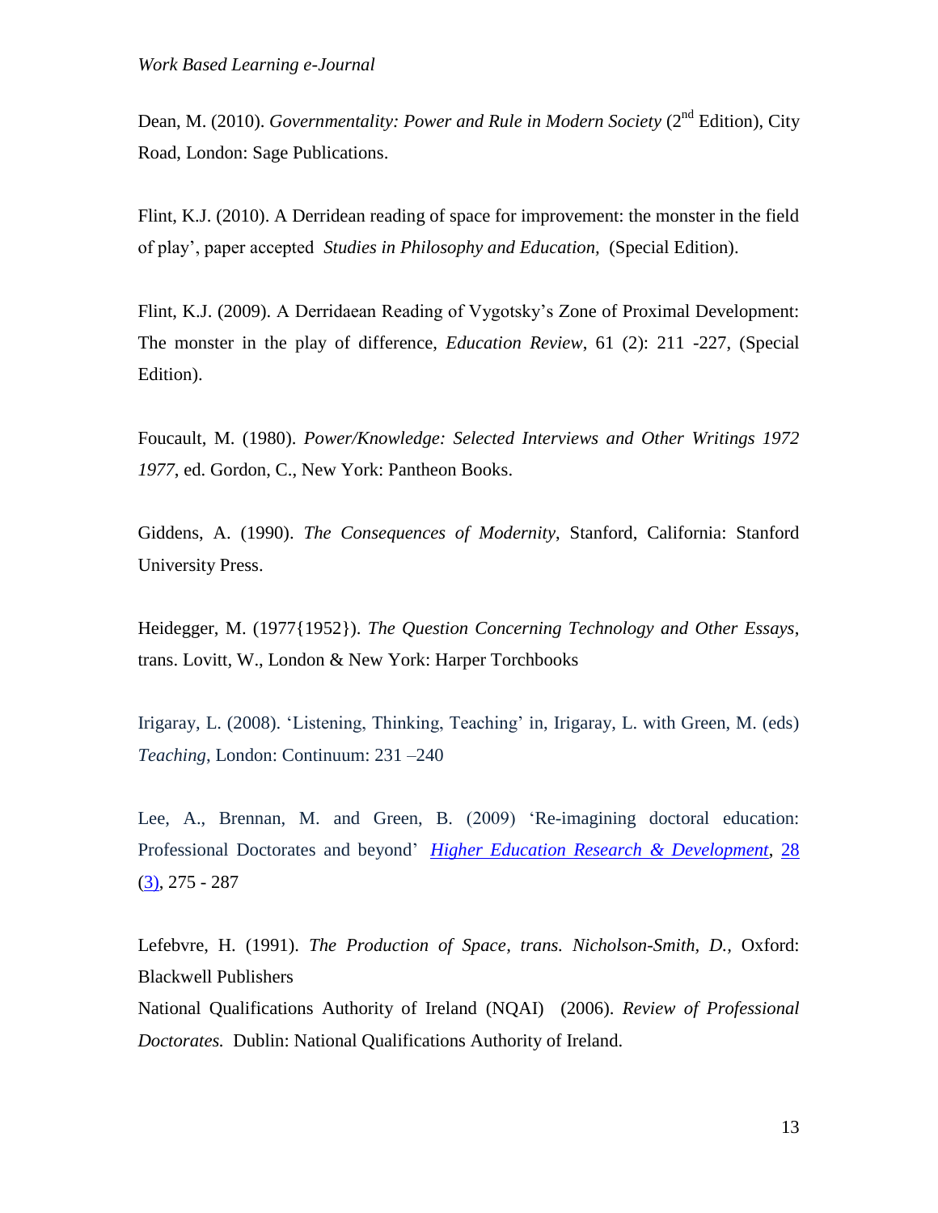Dean, M. (2010). *Governmentality: Power and Rule in Modern Society* (2nd Edition), City Road, London: Sage Publications.

Flint, K.J. (2010). A Derridean reading of space for improvement: the monster in the field of play', paper accepted *Studies in Philosophy and Education,* (Special Edition).

Flint, K.J. (2009). A Derridaean Reading of Vygotsky's Zone of Proximal Development: The monster in the play of difference, *Education Review*, 61 (2): 211 -227, (Special Edition).

Foucault, M. (1980). *Power/Knowledge: Selected Interviews and Other Writings 1972 1977*, ed. Gordon, C., New York: Pantheon Books.

Giddens, A. (1990). *The Consequences of Modernity*, Stanford, California: Stanford University Press.

Heidegger, M. (1977{1952}). *The Question Concerning Technology and Other Essays*, trans. Lovitt, W., London & New York: Harper Torchbooks

Irigaray, L. (2008). 'Listening, Thinking, Teaching' in, Irigaray, L. with Green, M. (eds) *Teaching*, London: Continuum: 231 –240

Lee, A., Brennan, M. and Green, B. (2009) 'Re-imagining doctoral education: Professional Doctorates and beyond' *Higher Education Research & Development*, 28 (3), 275 - 287

Lefebvre, H. (1991). *The Production of Space, trans. Nicholson-Smith, D.,* Oxford: Blackwell Publishers

National Qualifications Authority of Ireland (NQAI) (2006). *Review of Professional Doctorates.* Dublin: National Qualifications Authority of Ireland.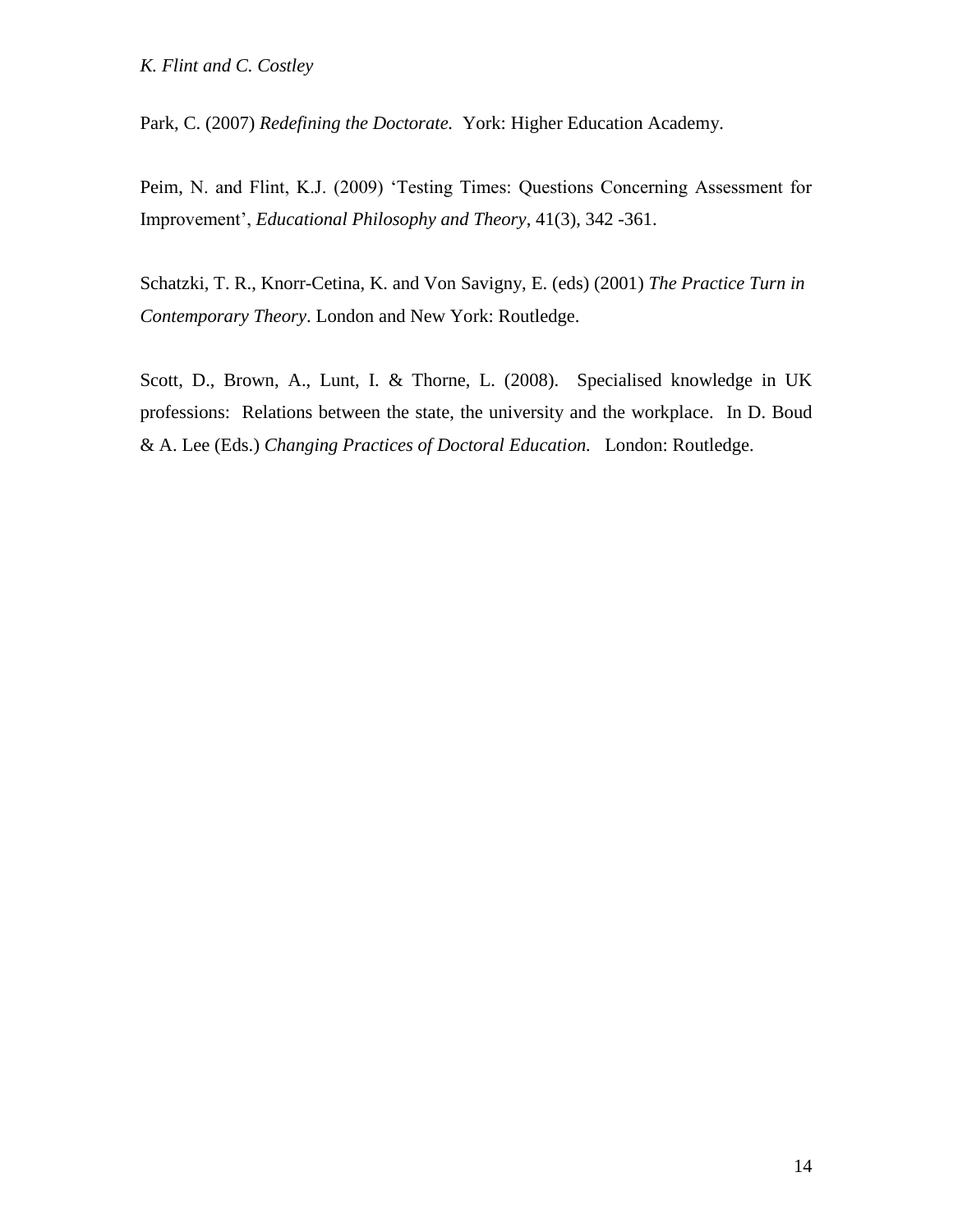Park, C. (2007) *Redefining the Doctorate.* York: Higher Education Academy.

Peim, N. and Flint, K.J. (2009) 'Testing Times: Questions Concerning Assessment for Improvement', *Educational Philosophy and Theory*, 41(3), 342 -361.

Schatzki, T. R., Knorr-Cetina, K. and Von Savigny, E. (eds) (2001) *The Practice Turn in Contemporary Theory*. London and New York: Routledge.

Scott, D., Brown, A., Lunt, I. & Thorne, L. (2008). Specialised knowledge in UK professions: Relations between the state, the university and the workplace. In D. Boud & A. Lee (Eds.) *Changing Practices of Doctoral Education.* London: Routledge.